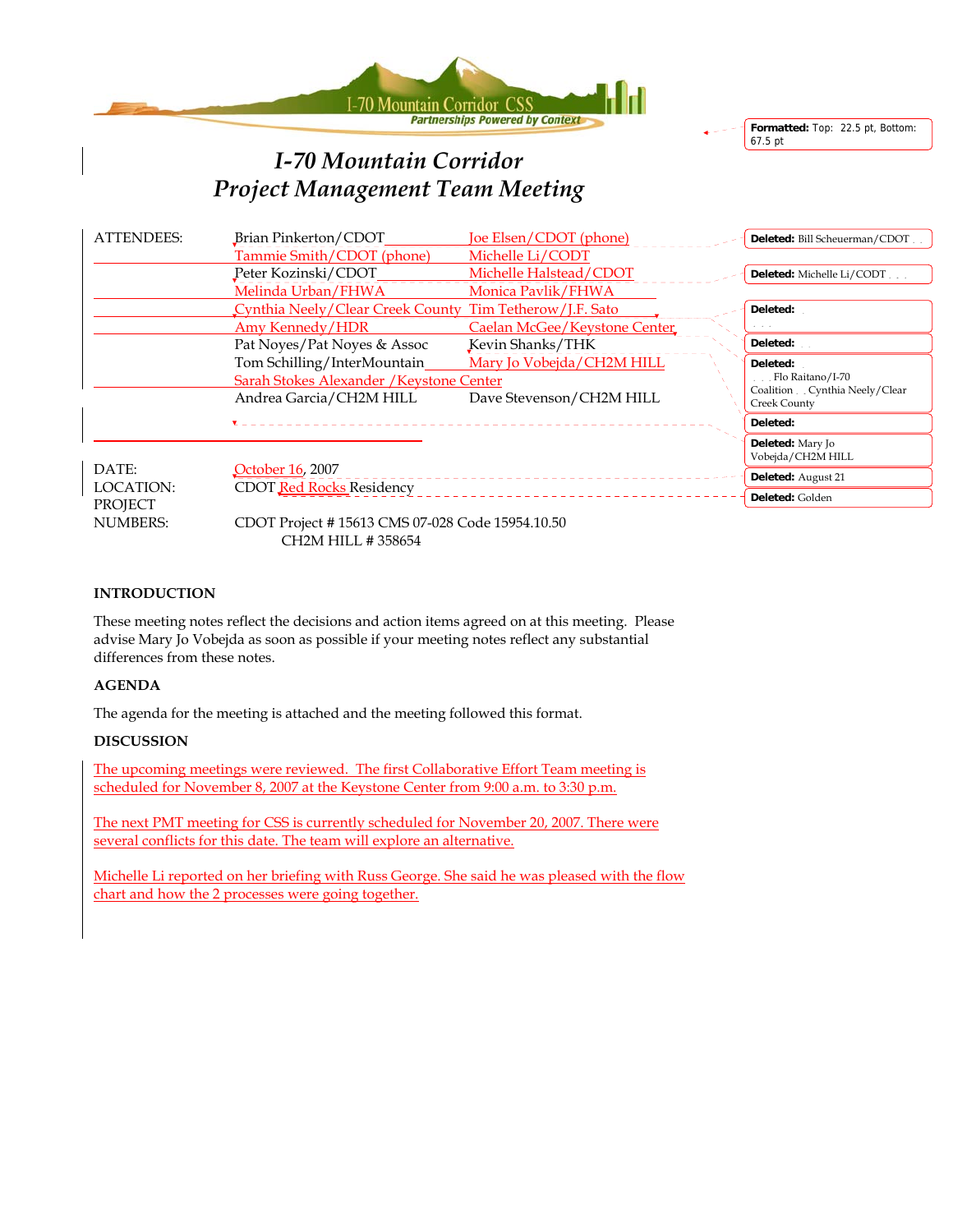# I-70 Mountain Corridor
# Project Management Team Meeting

| ATTENDEES: | | |
|---|---|---|
| | Brian Pinkerton/CDOT | Joe Elsen/CDOT (phone) |
| | Tammie Smith/CDOT (phone) | Michelle Li/CODT |
| | Peter Kozinski/CDOT | Michelle Halstead/CDOT |
| | Melinda Urban/FHWA | Monica Pavlik/FHWA |
| | Cynthia Neely/Clear Creek County | Tim Tetherow/J.F. Sato |
| | Amy Kennedy/HDR | Caelan McGee/Keystone Center |
| | Pat Noyes/Pat Noyes & Assoc | Kevin Shanks/THK |
| | Tom Schilling/InterMountain | Mary Jo Vobejda/CH2M HILL |
| | Sarah Stokes Alexander /Keystone Center | |
| | Andrea Garcia/CH2M HILL | Dave Stevenson/CH2M HILL |

DATE: October 16, 2007

LOCATION: CDOT Red Rocks Residency

PROJECT NUMBERS: CDOT Project # 15613 CMS 07-028 Code 15954.10.50
CH2M HILL # 358654

**INTRODUCTION**

These meeting notes reflect the decisions and action items agreed on at this meeting. Please advise Mary Jo Vobejda as soon as possible if your meeting notes reflect any substantial differences from these notes.

**AGENDA**

The agenda for the meeting is attached and the meeting followed this format.

**DISCUSSION**

The upcoming meetings were reviewed. The first Collaborative Effort Team meeting is scheduled for November 8, 2007 at the Keystone Center from 9:00 a.m. to 3:30 p.m.

The next PMT meeting for CSS is currently scheduled for November 20, 2007. There were several conflicts for this date. The team will explore an alternative.

Michelle Li reported on her briefing with Russ George. She said he was pleased with the flow chart and how the 2 processes were going together.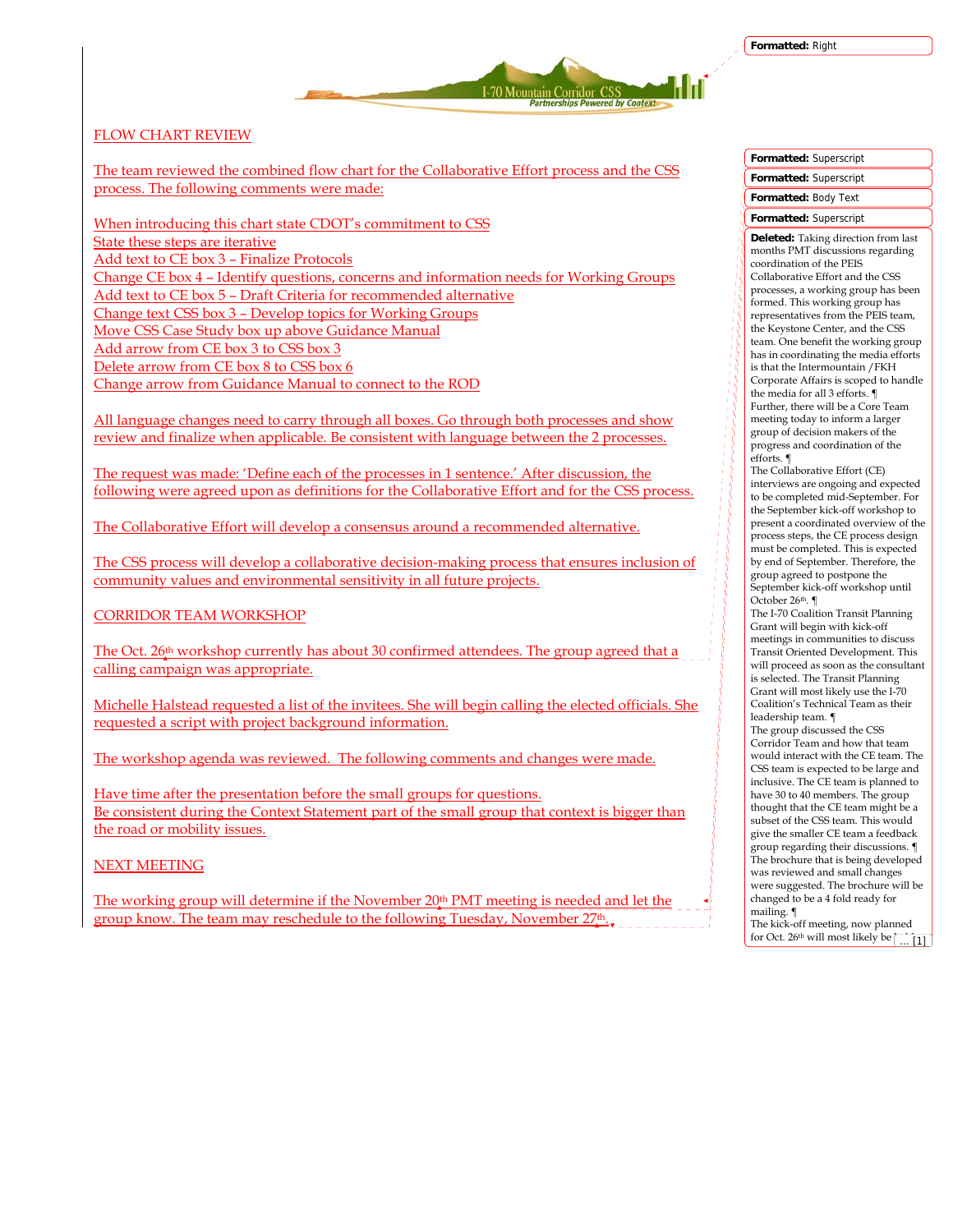## FLOW CHART REVIEW

The team reviewed the combined flow chart for the Collaborative Effort process and the CSS process. The following comments were made:

- When introducing this chart state CDOT's commitment to CSS
- State these steps are iterative
- Add text to CE box 3 – Finalize Protocols
- Change CE box 4 – Identify questions, concerns and information needs for Working Groups
- Add text to CE box 5 – Draft Criteria for recommended alternative
- Change text CSS box 3 – Develop topics for Working Groups
- Move CSS Case Study box up above Guidance Manual
- Add arrow from CE box 3 to CSS box 3
- Delete arrow from CE box 8 to CSS box 6
- Change arrow from Guidance Manual to connect to the ROD

All language changes need to carry through all boxes. Go through both processes and show review and finalize when applicable. Be consistent with language between the 2 processes.

The request was made: 'Define each of the processes in 1 sentence.' After discussion, the following were agreed upon as definitions for the Collaborative Effort and for the CSS process.

The Collaborative Effort will develop a consensus around a recommended alternative.

The CSS process will develop a collaborative decision-making process that ensures inclusion of community values and environmental sensitivity in all future projects.

## CORRIDOR TEAM WORKSHOP

The Oct. 26th workshop currently has about 30 confirmed attendees. The group agreed that a calling campaign was appropriate.

Michelle Halstead requested a list of the invitees. She will begin calling the elected officials. She requested a script with project background information.

The workshop agenda was reviewed. The following comments and changes were made.

- Have time after the presentation before the small groups for questions.
- Be consistent during the Context Statement part of the small group that context is bigger than the road or mobility issues.

## NEXT MEETING

The working group will determine if the November 20th PMT meeting is needed and let the group know. The team may reschedule to the following Tuesday, November 27th.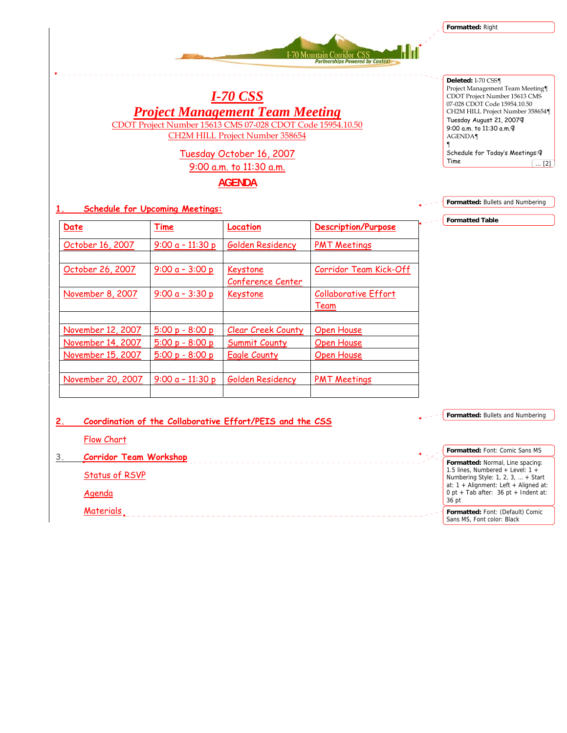# I-70 CSS

# Project Management Team Meeting

CDOT Project Number 15613 CMS 07-028 CDOT Code 15954.10.50
CH2M HILL Project Number 358654

Tuesday October 16, 2007
9:00 a.m. to 11:30 a.m.

**AGENDA**

## 1. Schedule for Upcoming Meetings:

| Date | Time | Location | Description/Purpose |
|---|---|---|---|
| October 16, 2007 | 9:00 a – 11:30 p | Golden Residency | PMT Meetings |
| | | | |
| October 26, 2007 | 9:00 a – 3:00 p | Keystone Conference Center | Corridor Team Kick-Off |
| November 8, 2007 | 9:00 a – 3:30 p | Keystone | Collaborative Effort Team |
| | | | |
| November 12, 2007 | 5:00 p – 8:00 p | Clear Creek County | Open House |
| November 14, 2007 | 5:00 p – 8:00 p | Summit County | Open House |
| November 15, 2007 | 5:00 p – 8:00 p | Eagle County | Open House |
| | | | |
| November 20, 2007 | 9:00 a – 11:30 p | Golden Residency | PMT Meetings |
| | | | |

## 2. Coordination of the Collaborative Effort/PEIS and the CSS

Flow Chart

## 3. Corridor Team Workshop

Status of RSVP

Agenda

Materials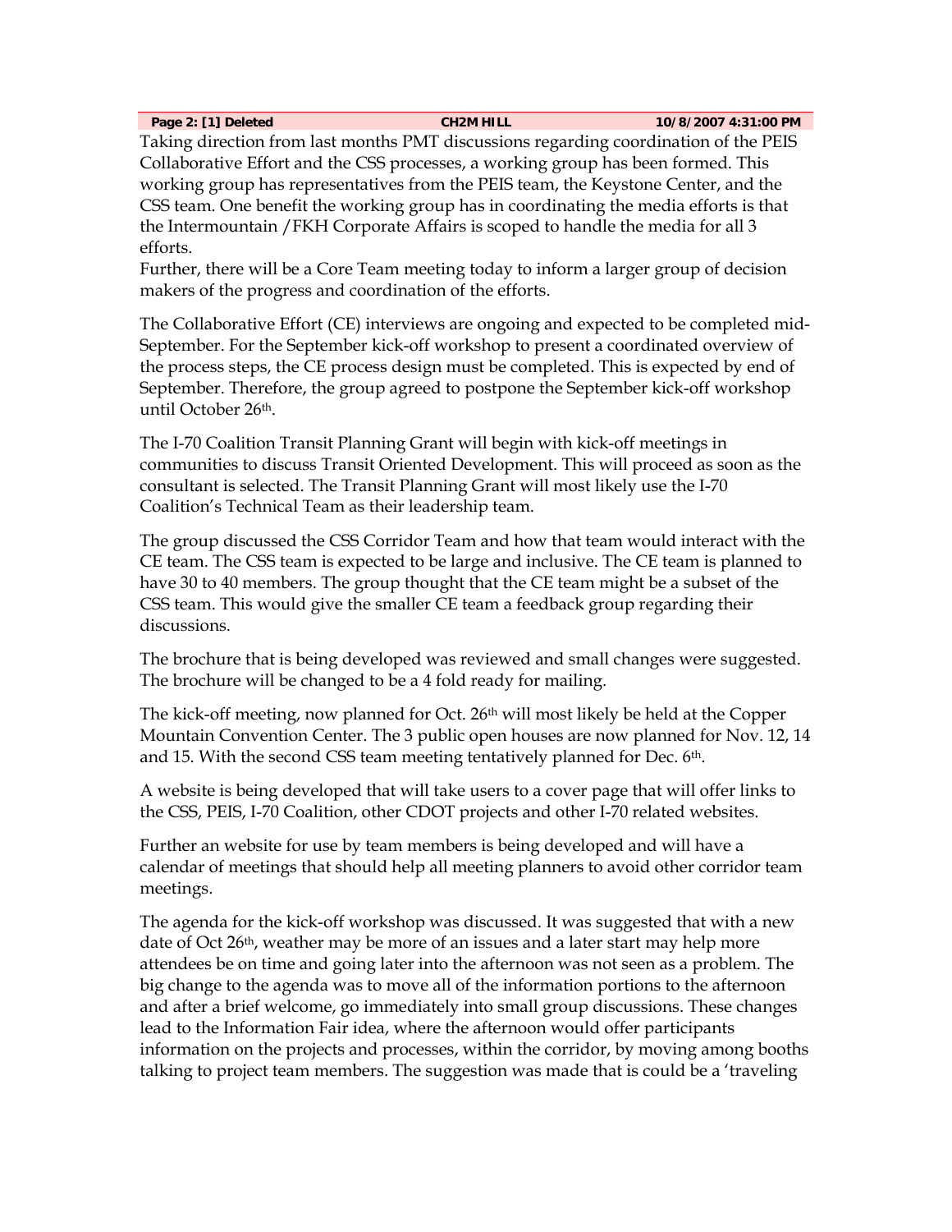**Page 2: [1] Deleted CH2M HILL 10/8/2007 4:31:00 PM**

Taking direction from last months PMT discussions regarding coordination of the PEIS Collaborative Effort and the CSS processes, a working group has been formed. This working group has representatives from the PEIS team, the Keystone Center, and the CSS team. One benefit the working group has in coordinating the media efforts is that the Intermountain /FKH Corporate Affairs is scoped to handle the media for all 3 efforts.

Further, there will be a Core Team meeting today to inform a larger group of decision makers of the progress and coordination of the efforts.

The Collaborative Effort (CE) interviews are ongoing and expected to be completed mid-September. For the September kick-off workshop to present a coordinated overview of the process steps, the CE process design must be completed. This is expected by end of September. Therefore, the group agreed to postpone the September kick-off workshop until October 26th.

The I-70 Coalition Transit Planning Grant will begin with kick-off meetings in communities to discuss Transit Oriented Development. This will proceed as soon as the consultant is selected. The Transit Planning Grant will most likely use the I-70 Coalition's Technical Team as their leadership team.

The group discussed the CSS Corridor Team and how that team would interact with the CE team. The CSS team is expected to be large and inclusive. The CE team is planned to have 30 to 40 members. The group thought that the CE team might be a subset of the CSS team. This would give the smaller CE team a feedback group regarding their discussions.

The brochure that is being developed was reviewed and small changes were suggested. The brochure will be changed to be a 4 fold ready for mailing.

The kick-off meeting, now planned for Oct. 26th will most likely be held at the Copper Mountain Convention Center. The 3 public open houses are now planned for Nov. 12, 14 and 15. With the second CSS team meeting tentatively planned for Dec. 6th.

A website is being developed that will take users to a cover page that will offer links to the CSS, PEIS, I-70 Coalition, other CDOT projects and other I-70 related websites.

Further an website for use by team members is being developed and will have a calendar of meetings that should help all meeting planners to avoid other corridor team meetings.

The agenda for the kick-off workshop was discussed. It was suggested that with a new date of Oct 26th, weather may be more of an issues and a later start may help more attendees be on time and going later into the afternoon was not seen as a problem. The big change to the agenda was to move all of the information portions to the afternoon and after a brief welcome, go immediately into small group discussions. These changes lead to the Information Fair idea, where the afternoon would offer participants information on the projects and processes, within the corridor, by moving among booths talking to project team members. The suggestion was made that is could be a 'traveling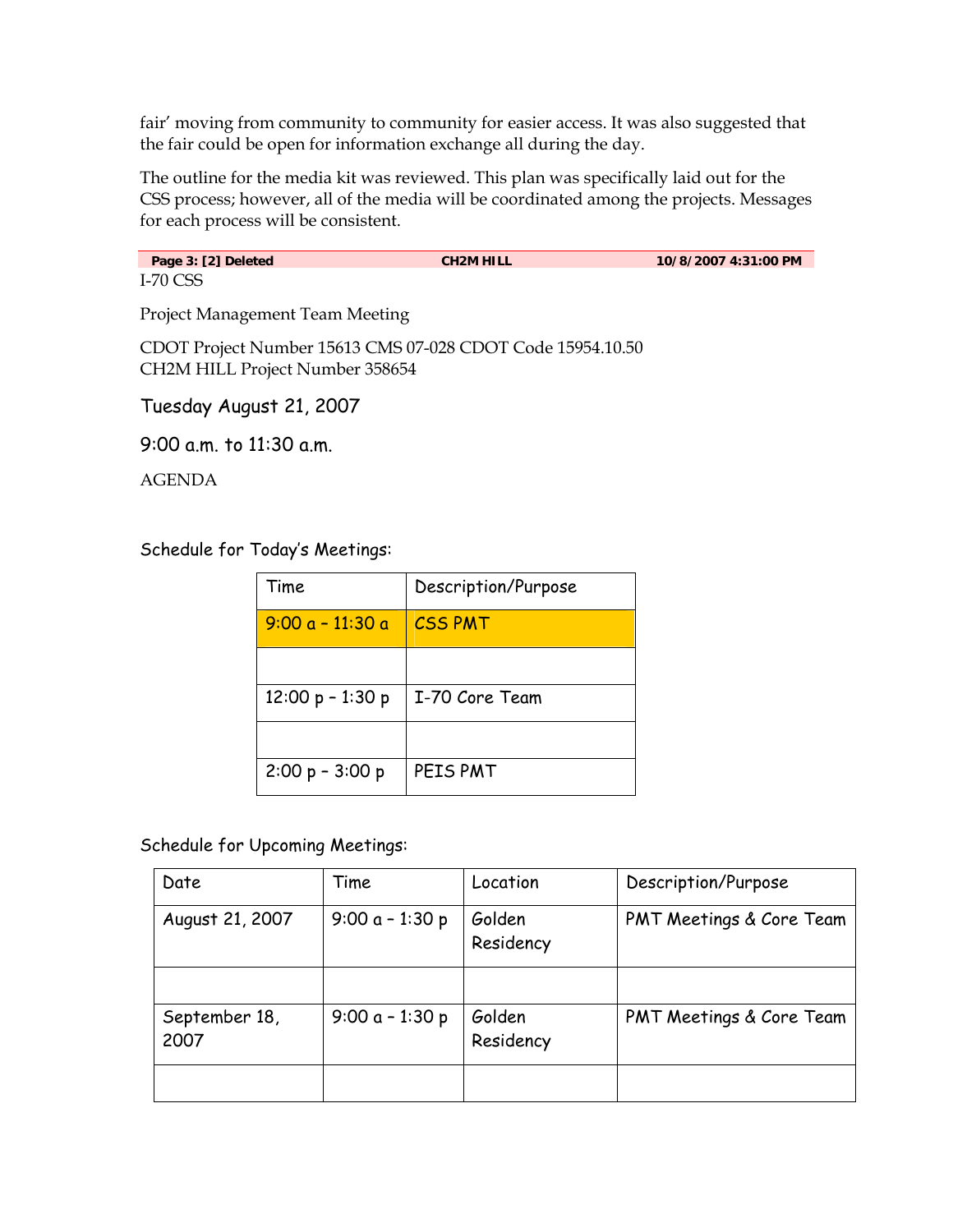fair' moving from community to community for easier access. It was also suggested that the fair could be open for information exchange all during the day.

The outline for the media kit was reviewed. This plan was specifically laid out for the CSS process; however, all of the media will be coordinated among the projects. Messages for each process will be consistent.

**Page 3: [2] Deleted** **CH2M HILL** **10/8/2007 4:31:00 PM**

I-70 CSS

Project Management Team Meeting

CDOT Project Number 15613 CMS 07-028 CDOT Code 15954.10.50
CH2M HILL Project Number 358654

Tuesday August 21, 2007

9:00 a.m. to 11:30 a.m.

AGENDA

Schedule for Today's Meetings:

| Time | Description/Purpose |
|---|---|
| 9:00 a – 11:30 a | CSS PMT |
| | |
| 12:00 p – 1:30 p | I-70 Core Team |
| | |
| 2:00 p – 3:00 p | PEIS PMT |

Schedule for Upcoming Meetings:

| Date | Time | Location | Description/Purpose |
|---|---|---|---|
| August 21, 2007 | 9:00 a – 1:30 p | Golden Residency | PMT Meetings & Core Team |
| | | | |
| September 18, 2007 | 9:00 a – 1:30 p | Golden Residency | PMT Meetings & Core Team |
| | | | |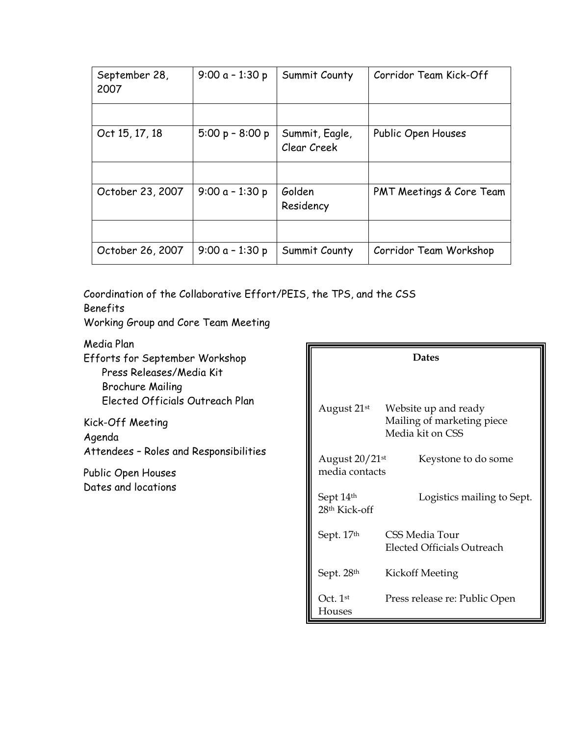| September 28, 2007 | 9:00 a – 1:30 p | Summit County | Corridor Team Kick-Off |
|---|---|---|---|
| | | | |
| Oct 15, 17, 18 | 5:00 p – 8:00 p | Summit, Eagle, Clear Creek | Public Open Houses |
| | | | |
| October 23, 2007 | 9:00 a – 1:30 p | Golden Residency | PMT Meetings & Core Team |
| | | | |
| October 26, 2007 | 9:00 a – 1:30 p | Summit County | Corridor Team Workshop |

Coordination of the Collaborative Effort/PEIS, the TPS, and the CSS
Benefits
Working Group and Core Team Meeting

Media Plan
Efforts for September Workshop
- Press Releases/Media Kit
- Brochure Mailing
- Elected Officials Outreach Plan

Kick-Off Meeting
Agenda
Attendees – Roles and Responsibilities

Public Open Houses
Dates and locations

**Dates**

| | |
|---|---|
| August 21st | Website up and ready<br>Mailing of marketing piece<br>Media kit on CSS |
| August 20/21st | Keystone to do some media contacts |
| Sept 14th | Logistics mailing to Sept. 28th Kick-off |
| Sept. 17th | CSS Media Tour<br>Elected Officials Outreach |
| Sept. 28th | Kickoff Meeting |
| Oct. 1st | Press release re: Public Open Houses |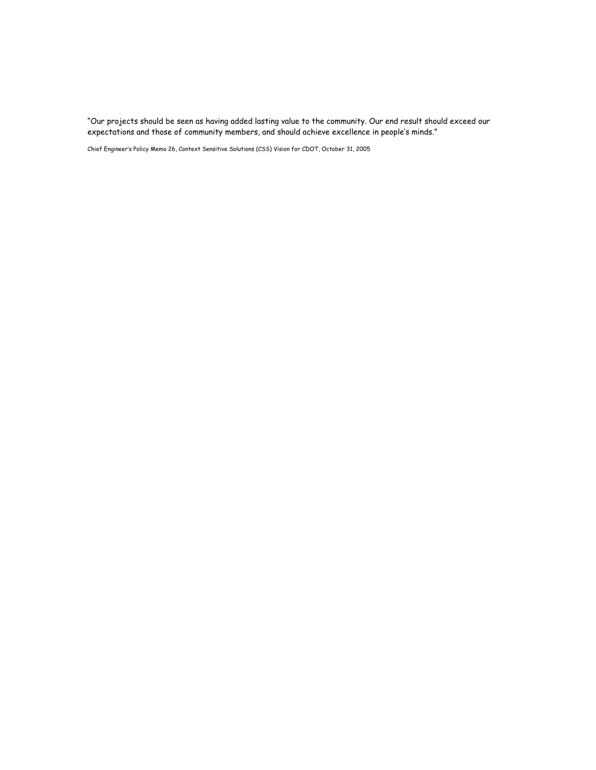"Our projects should be seen as having added lasting value to the community. Our end result should exceed our expectations and those of community members, and should achieve excellence in people's minds."

Chief Engineer's Policy Memo 26, Context Sensitive Solutions (CSS) Vision for CDOT, October 31, 2005